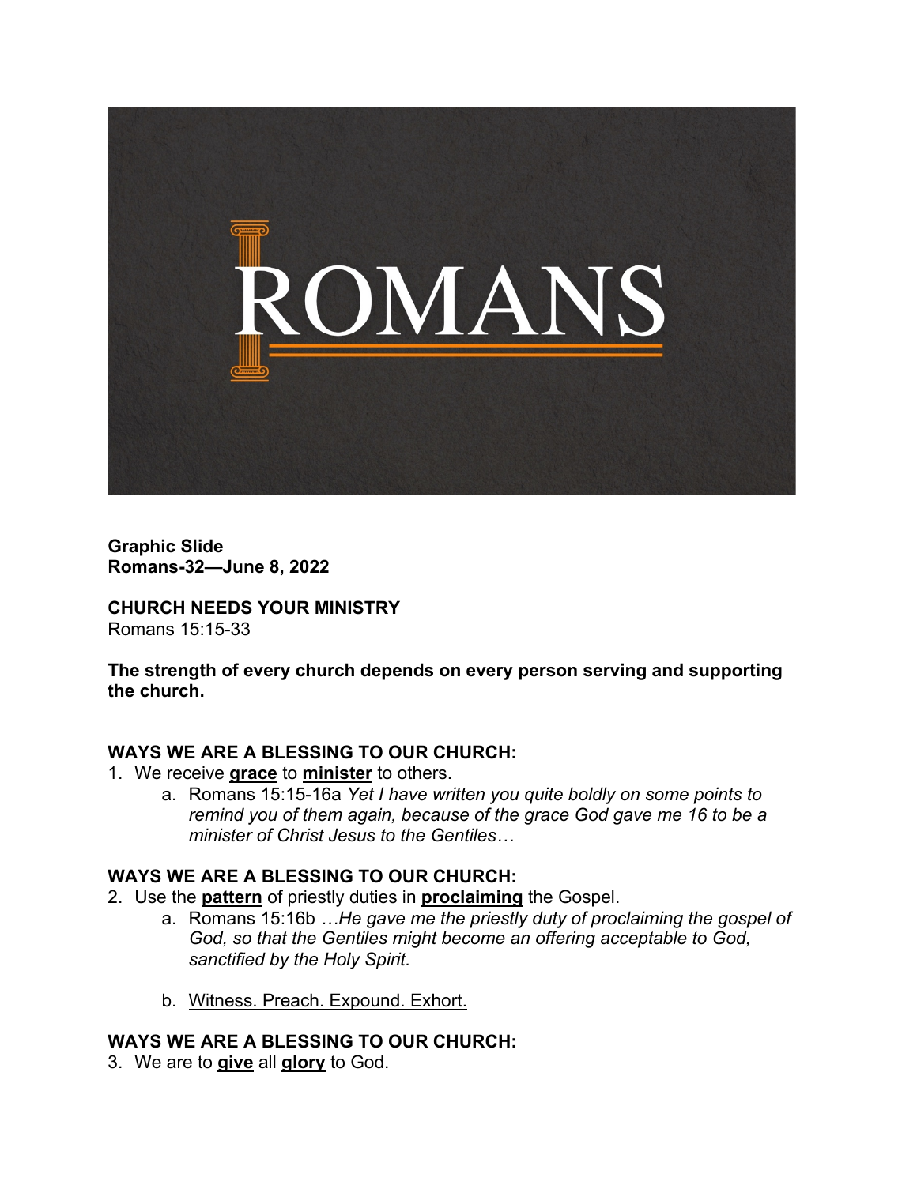**Graphic Slide**
**Romans-32—June 8, 2022**

**CHURCH NEEDS YOUR MINISTRY**
Romans 15:15-33

**The strength of every church depends on every person serving and supporting the church.**

**WAYS WE ARE A BLESSING TO OUR CHURCH:**

1. We receive **grace** to **minister** to others.
    a. Romans 15:15-16a *Yet I have written you quite boldly on some points to remind you of them again, because of the grace God gave me 16 to be a minister of Christ Jesus to the Gentiles…*

**WAYS WE ARE A BLESSING TO OUR CHURCH:**

2. Use the **pattern** of priestly duties in **proclaiming** the Gospel.
    a. Romans 15:16b *…He gave me the priestly duty of proclaiming the gospel of God, so that the Gentiles might become an offering acceptable to God, sanctified by the Holy Spirit.*

    b. Witness. Preach. Expound. Exhort.

**WAYS WE ARE A BLESSING TO OUR CHURCH:**

3. We are to **give** all **glory** to God.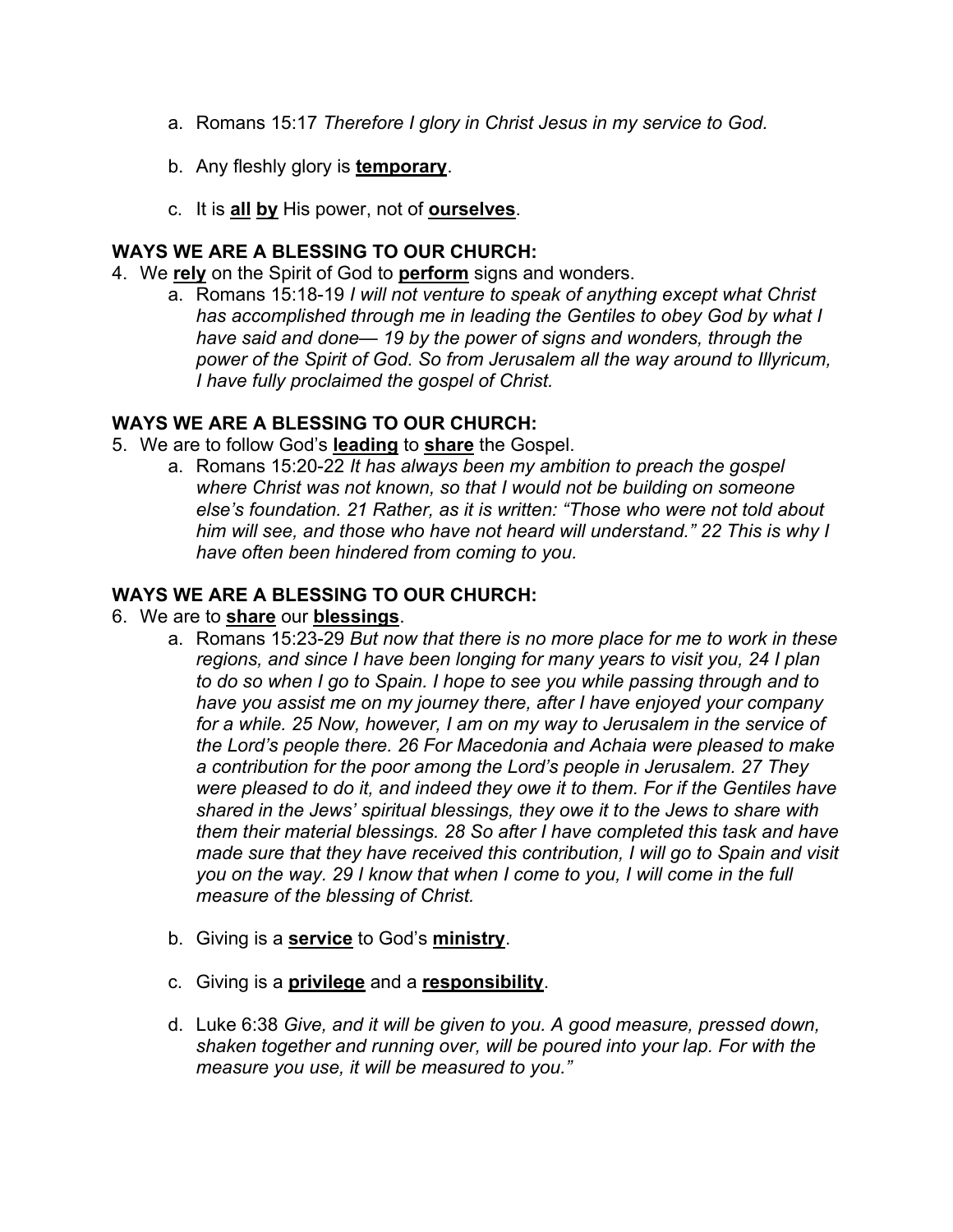a. Romans 15:17 *Therefore I glory in Christ Jesus in my service to God.*

b. Any fleshly glory is **temporary**.

c. It is **all** **by** His power, not of **ourselves**.

**WAYS WE ARE A BLESSING TO OUR CHURCH:**

4. We **rely** on the Spirit of God to **perform** signs and wonders.
   a. Romans 15:18-19 *I will not venture to speak of anything except what Christ has accomplished through me in leading the Gentiles to obey God by what I have said and done— 19 by the power of signs and wonders, through the power of the Spirit of God. So from Jerusalem all the way around to Illyricum, I have fully proclaimed the gospel of Christ.*

**WAYS WE ARE A BLESSING TO OUR CHURCH:**

5. We are to follow God's **leading** to **share** the Gospel.
   a. Romans 15:20-22 *It has always been my ambition to preach the gospel where Christ was not known, so that I would not be building on someone else's foundation. 21 Rather, as it is written: "Those who were not told about him will see, and those who have not heard will understand." 22 This is why I have often been hindered from coming to you.*

**WAYS WE ARE A BLESSING TO OUR CHURCH:**

6. We are to **share** our **blessings**.
   a. Romans 15:23-29 *But now that there is no more place for me to work in these regions, and since I have been longing for many years to visit you, 24 I plan to do so when I go to Spain. I hope to see you while passing through and to have you assist me on my journey there, after I have enjoyed your company for a while. 25 Now, however, I am on my way to Jerusalem in the service of the Lord's people there. 26 For Macedonia and Achaia were pleased to make a contribution for the poor among the Lord's people in Jerusalem. 27 They were pleased to do it, and indeed they owe it to them. For if the Gentiles have shared in the Jews' spiritual blessings, they owe it to the Jews to share with them their material blessings. 28 So after I have completed this task and have made sure that they have received this contribution, I will go to Spain and visit you on the way. 29 I know that when I come to you, I will come in the full measure of the blessing of Christ.*

   b. Giving is a **service** to God's **ministry**.

   c. Giving is a **privilege** and a **responsibility**.

   d. Luke 6:38 *Give, and it will be given to you. A good measure, pressed down, shaken together and running over, will be poured into your lap. For with the measure you use, it will be measured to you."*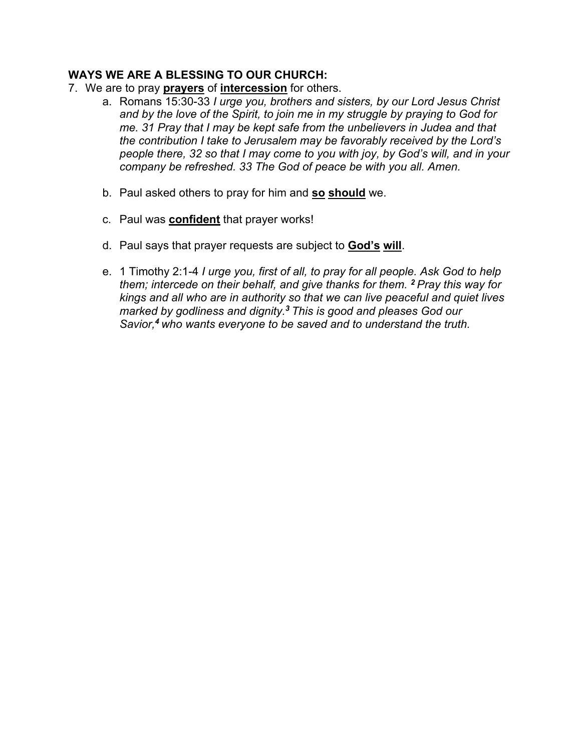**WAYS WE ARE A BLESSING TO OUR CHURCH:**

7. We are to pray **prayers** of **intercession** for others.
   a. Romans 15:30-33 *I urge you, brothers and sisters, by our Lord Jesus Christ and by the love of the Spirit, to join me in my struggle by praying to God for me. 31 Pray that I may be kept safe from the unbelievers in Judea and that the contribution I take to Jerusalem may be favorably received by the Lord's people there, 32 so that I may come to you with joy, by God's will, and in your company be refreshed. 33 The God of peace be with you all. Amen.*

   b. Paul asked others to pray for him and **so should** we.

   c. Paul was **confident** that prayer works!

   d. Paul says that prayer requests are subject to **God's will**.

   e. 1 Timothy 2:1-4 *I urge you, first of all, to pray for all people. Ask God to help them; intercede on their behalf, and give thanks for them.* ***2*** *Pray this way for kings and all who are in authority so that we can live peaceful and quiet lives marked by godliness and dignity.* ***3*** *This is good and pleases God our Savior,* ***4*** *who wants everyone to be saved and to understand the truth.*